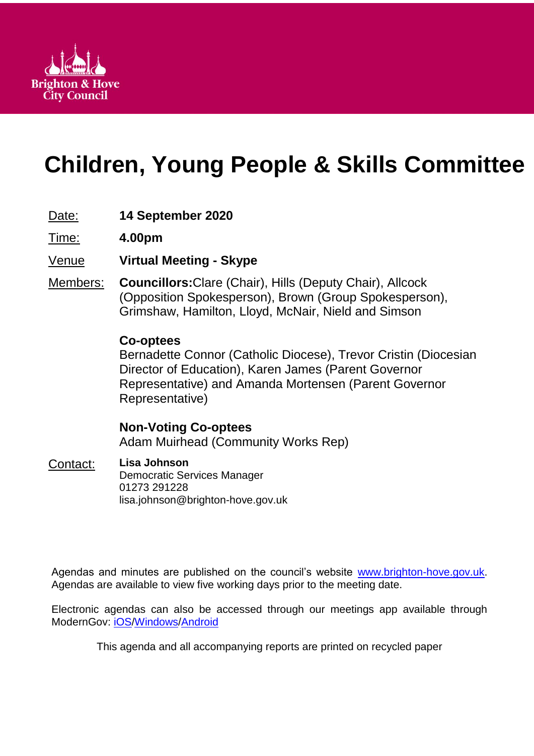Brighton & Hove City Council

# Children, Young People & Skills Committee

| | |
|---|---|
| Date: | **14 September 2020** |
| Time: | **4.00pm** |
| Venue | **Virtual Meeting - Skype** |
| Members: | **Councillors:** Clare (Chair), Hills (Deputy Chair), Allcock (Opposition Spokesperson), Brown (Group Spokesperson), Grimshaw, Hamilton, Lloyd, McNair, Nield and Simson |
| | **Co-optees**<br>Bernadette Connor (Catholic Diocese), Trevor Cristin (Diocesian Director of Education), Karen James (Parent Governor Representative) and Amanda Mortensen (Parent Governor Representative) |
| | **Non-Voting Co-optees**<br>Adam Muirhead (Community Works Rep) |
| Contact: | **Lisa Johnson**<br>Democratic Services Manager<br>01273 291228<br>lisa.johnson@brighton-hove.gov.uk |

Agendas and minutes are published on the council's website www.brighton-hove.gov.uk. Agendas are available to view five working days prior to the meeting date.

Electronic agendas can also be accessed through our meetings app available through ModernGov: iOS/Windows/Android

This agenda and all accompanying reports are printed on recycled paper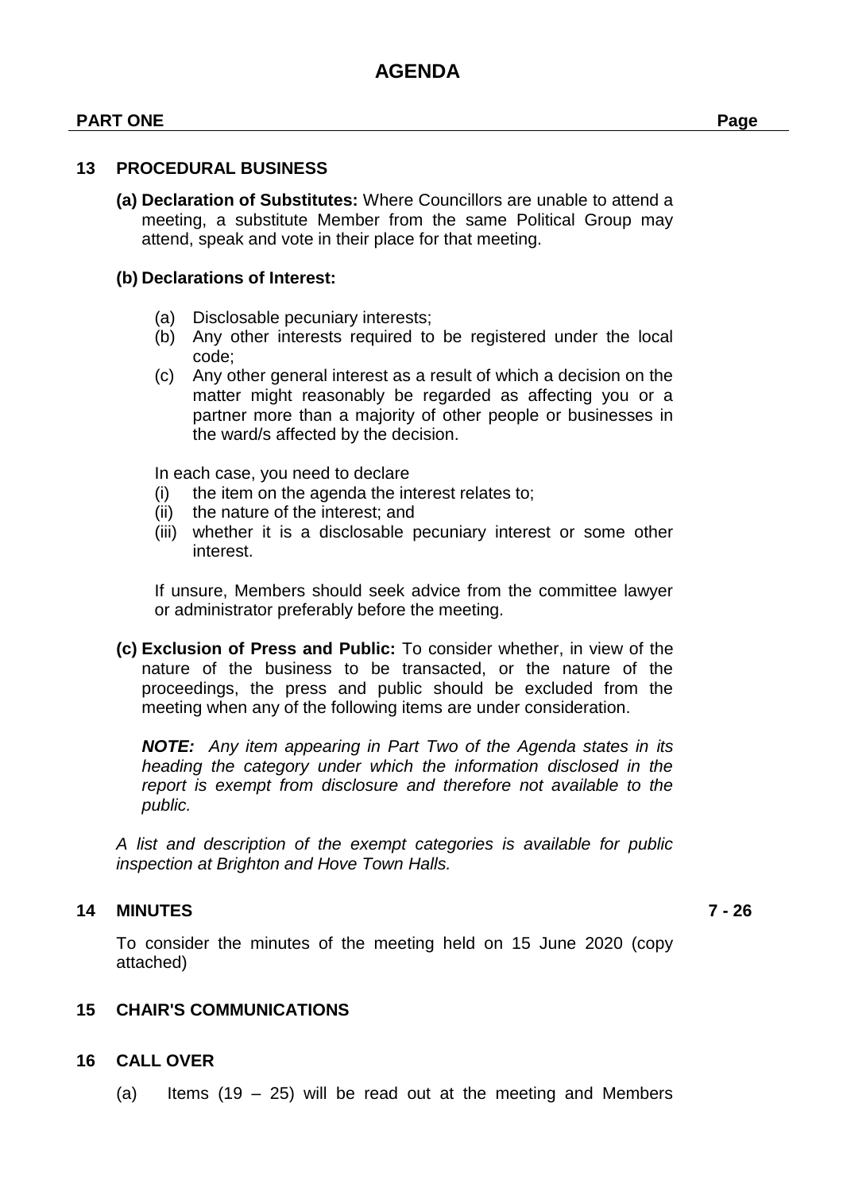# AGENDA

**PART ONE** **Page**

**13 PROCEDURAL BUSINESS**

**(a) Declaration of Substitutes:** Where Councillors are unable to attend a meeting, a substitute Member from the same Political Group may attend, speak and vote in their place for that meeting.

**(b) Declarations of Interest:**

(a) Disclosable pecuniary interests;
(b) Any other interests required to be registered under the local code;
(c) Any other general interest as a result of which a decision on the matter might reasonably be regarded as affecting you or a partner more than a majority of other people or businesses in the ward/s affected by the decision.

In each case, you need to declare
(i) the item on the agenda the interest relates to;
(ii) the nature of the interest; and
(iii) whether it is a disclosable pecuniary interest or some other interest.

If unsure, Members should seek advice from the committee lawyer or administrator preferably before the meeting.

**(c) Exclusion of Press and Public:** To consider whether, in view of the nature of the business to be transacted, or the nature of the proceedings, the press and public should be excluded from the meeting when any of the following items are under consideration.

***NOTE:*** *Any item appearing in Part Two of the Agenda states in its heading the category under which the information disclosed in the report is exempt from disclosure and therefore not available to the public.*

*A list and description of the exempt categories is available for public inspection at Brighton and Hove Town Halls.*

**14 MINUTES** **7 - 26**

To consider the minutes of the meeting held on 15 June 2020 (copy attached)

**15 CHAIR'S COMMUNICATIONS**

**16 CALL OVER**

(a) Items (19 – 25) will be read out at the meeting and Members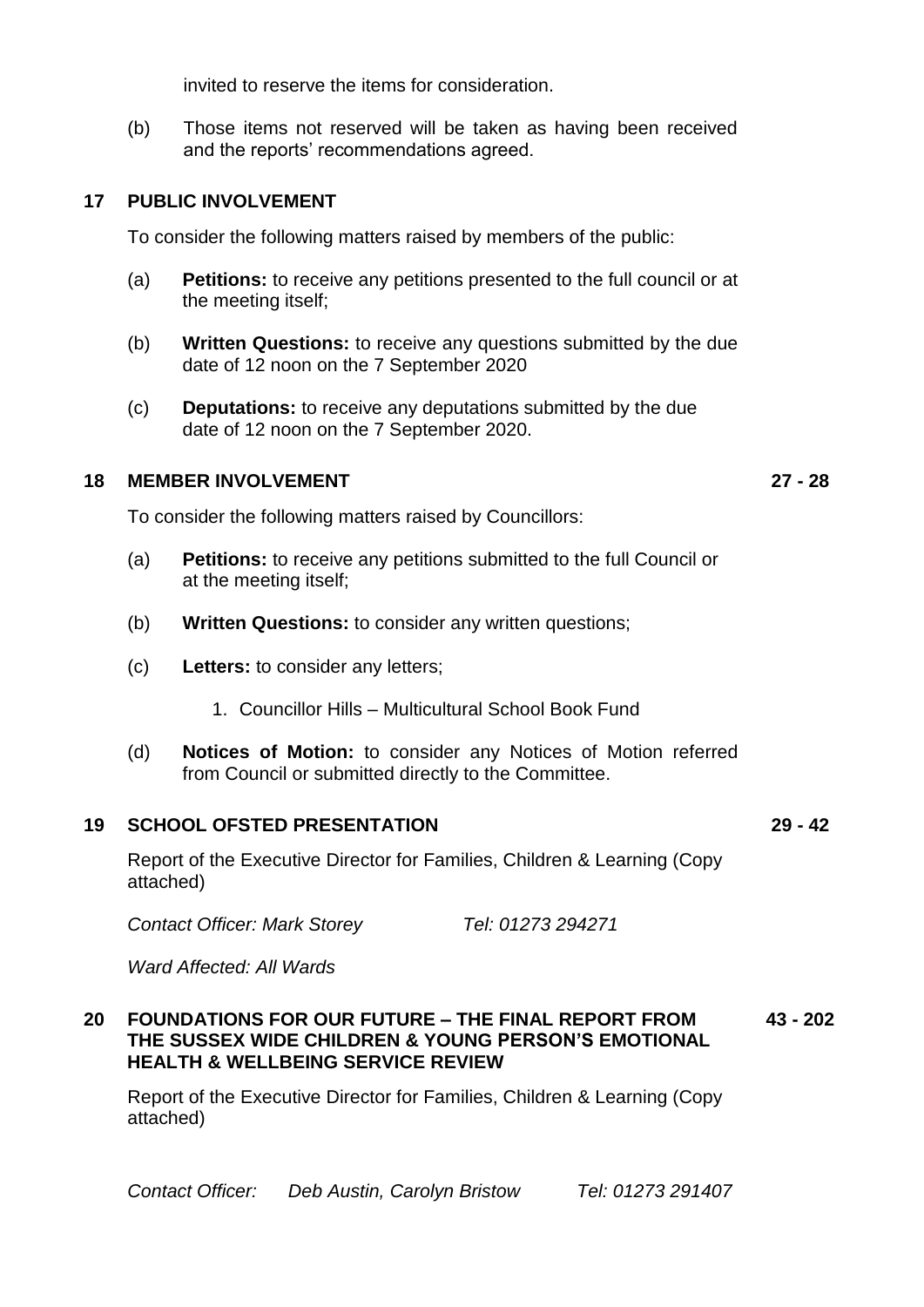invited to reserve the items for consideration.

(b) Those items not reserved will be taken as having been received and the reports' recommendations agreed.

**17 PUBLIC INVOLVEMENT**

To consider the following matters raised by members of the public:

(a) **Petitions:** to receive any petitions presented to the full council or at the meeting itself;

(b) **Written Questions:** to receive any questions submitted by the due date of 12 noon on the 7 September 2020

(c) **Deputations:** to receive any deputations submitted by the due date of 12 noon on the 7 September 2020.

**18 MEMBER INVOLVEMENT** **27 - 28**

To consider the following matters raised by Councillors:

(a) **Petitions:** to receive any petitions submitted to the full Council or at the meeting itself;

(b) **Written Questions:** to consider any written questions;

(c) **Letters:** to consider any letters;

1. Councillor Hills – Multicultural School Book Fund

(d) **Notices of Motion:** to consider any Notices of Motion referred from Council or submitted directly to the Committee.

**19 SCHOOL OFSTED PRESENTATION** **29 - 42**

Report of the Executive Director for Families, Children & Learning (Copy attached)

*Contact Officer: Mark Storey* *Tel: 01273 294271*

*Ward Affected: All Wards*

**20 FOUNDATIONS FOR OUR FUTURE – THE FINAL REPORT FROM THE SUSSEX WIDE CHILDREN & YOUNG PERSON'S EMOTIONAL HEALTH & WELLBEING SERVICE REVIEW** **43 - 202**

Report of the Executive Director for Families, Children & Learning (Copy attached)

*Contact Officer: Deb Austin, Carolyn Bristow* *Tel: 01273 291407*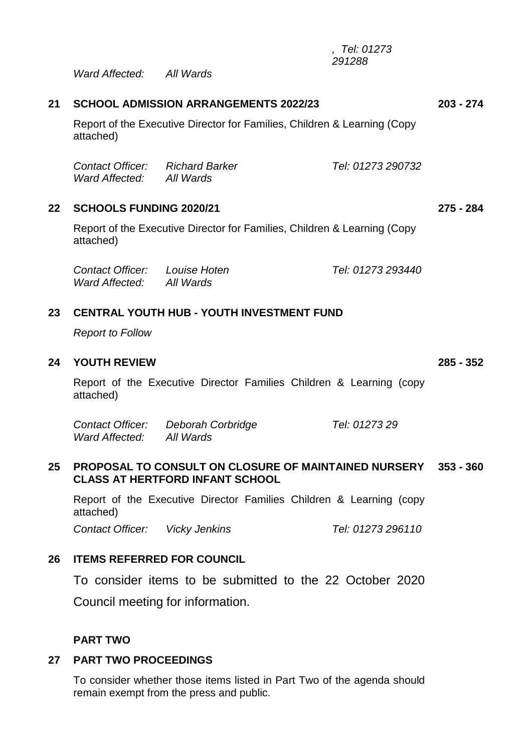*, Tel: 01273 291288*

*Ward Affected:* *All Wards*

## 21 SCHOOL ADMISSION ARRANGEMENTS 2022/23 — 203 - 274

Report of the Executive Director for Families, Children & Learning (Copy attached)

*Contact Officer:* *Richard Barker* *Tel: 01273 290732*
*Ward Affected:* *All Wards*

## 22 SCHOOLS FUNDING 2020/21 — 275 - 284

Report of the Executive Director for Families, Children & Learning (Copy attached)

*Contact Officer:* *Louise Hoten* *Tel: 01273 293440*
*Ward Affected:* *All Wards*

## 23 CENTRAL YOUTH HUB - YOUTH INVESTMENT FUND

*Report to Follow*

## 24 YOUTH REVIEW — 285 - 352

Report of the Executive Director Families Children & Learning (copy attached)

*Contact Officer:* *Deborah Corbridge* *Tel: 01273 29*
*Ward Affected:* *All Wards*

## 25 PROPOSAL TO CONSULT ON CLOSURE OF MAINTAINED NURSERY CLASS AT HERTFORD INFANT SCHOOL — 353 - 360

Report of the Executive Director Families Children & Learning (copy attached)

*Contact Officer:* *Vicky Jenkins* *Tel: 01273 296110*

## 26 ITEMS REFERRED FOR COUNCIL

To consider items to be submitted to the 22 October 2020 Council meeting for information.

**PART TWO**

## 27 PART TWO PROCEEDINGS

To consider whether those items listed in Part Two of the agenda should remain exempt from the press and public.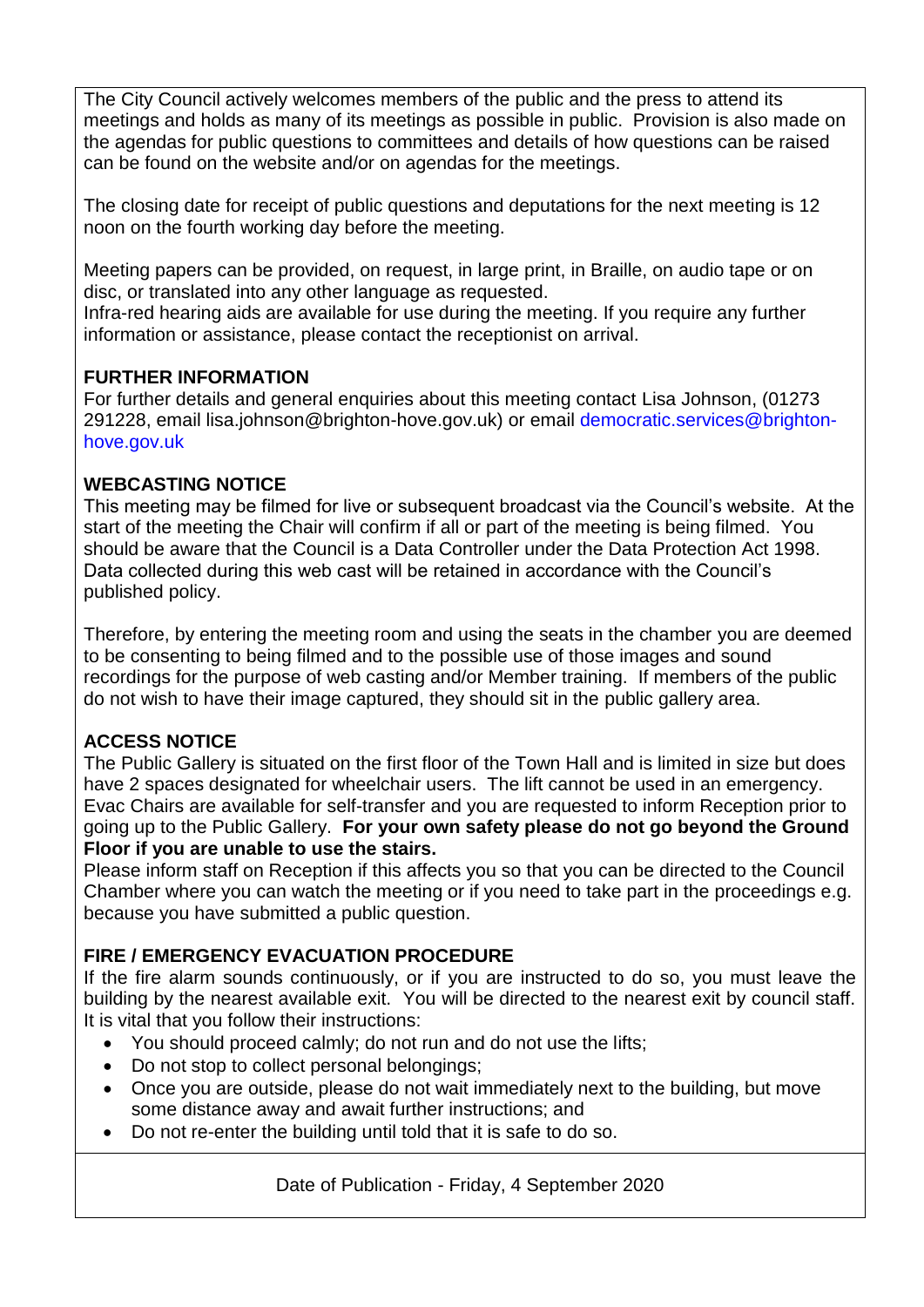The City Council actively welcomes members of the public and the press to attend its meetings and holds as many of its meetings as possible in public. Provision is also made on the agendas for public questions to committees and details of how questions can be raised can be found on the website and/or on agendas for the meetings.

The closing date for receipt of public questions and deputations for the next meeting is 12 noon on the fourth working day before the meeting.

Meeting papers can be provided, on request, in large print, in Braille, on audio tape or on disc, or translated into any other language as requested.
Infra-red hearing aids are available for use during the meeting. If you require any further information or assistance, please contact the receptionist on arrival.

**FURTHER INFORMATION**

For further details and general enquiries about this meeting contact Lisa Johnson, (01273 291228, email lisa.johnson@brighton-hove.gov.uk) or email democratic.services@brighton-hove.gov.uk

**WEBCASTING NOTICE**

This meeting may be filmed for live or subsequent broadcast via the Council's website. At the start of the meeting the Chair will confirm if all or part of the meeting is being filmed. You should be aware that the Council is a Data Controller under the Data Protection Act 1998. Data collected during this web cast will be retained in accordance with the Council's published policy.

Therefore, by entering the meeting room and using the seats in the chamber you are deemed to be consenting to being filmed and to the possible use of those images and sound recordings for the purpose of web casting and/or Member training. If members of the public do not wish to have their image captured, they should sit in the public gallery area.

**ACCESS NOTICE**

The Public Gallery is situated on the first floor of the Town Hall and is limited in size but does have 2 spaces designated for wheelchair users. The lift cannot be used in an emergency. Evac Chairs are available for self-transfer and you are requested to inform Reception prior to going up to the Public Gallery. **For your own safety please do not go beyond the Ground Floor if you are unable to use the stairs.**
Please inform staff on Reception if this affects you so that you can be directed to the Council Chamber where you can watch the meeting or if you need to take part in the proceedings e.g. because you have submitted a public question.

**FIRE / EMERGENCY EVACUATION PROCEDURE**

If the fire alarm sounds continuously, or if you are instructed to do so, you must leave the building by the nearest available exit. You will be directed to the nearest exit by council staff. It is vital that you follow their instructions:

- You should proceed calmly; do not run and do not use the lifts;
- Do not stop to collect personal belongings;
- Once you are outside, please do not wait immediately next to the building, but move some distance away and await further instructions; and
- Do not re-enter the building until told that it is safe to do so.

Date of Publication - Friday, 4 September 2020